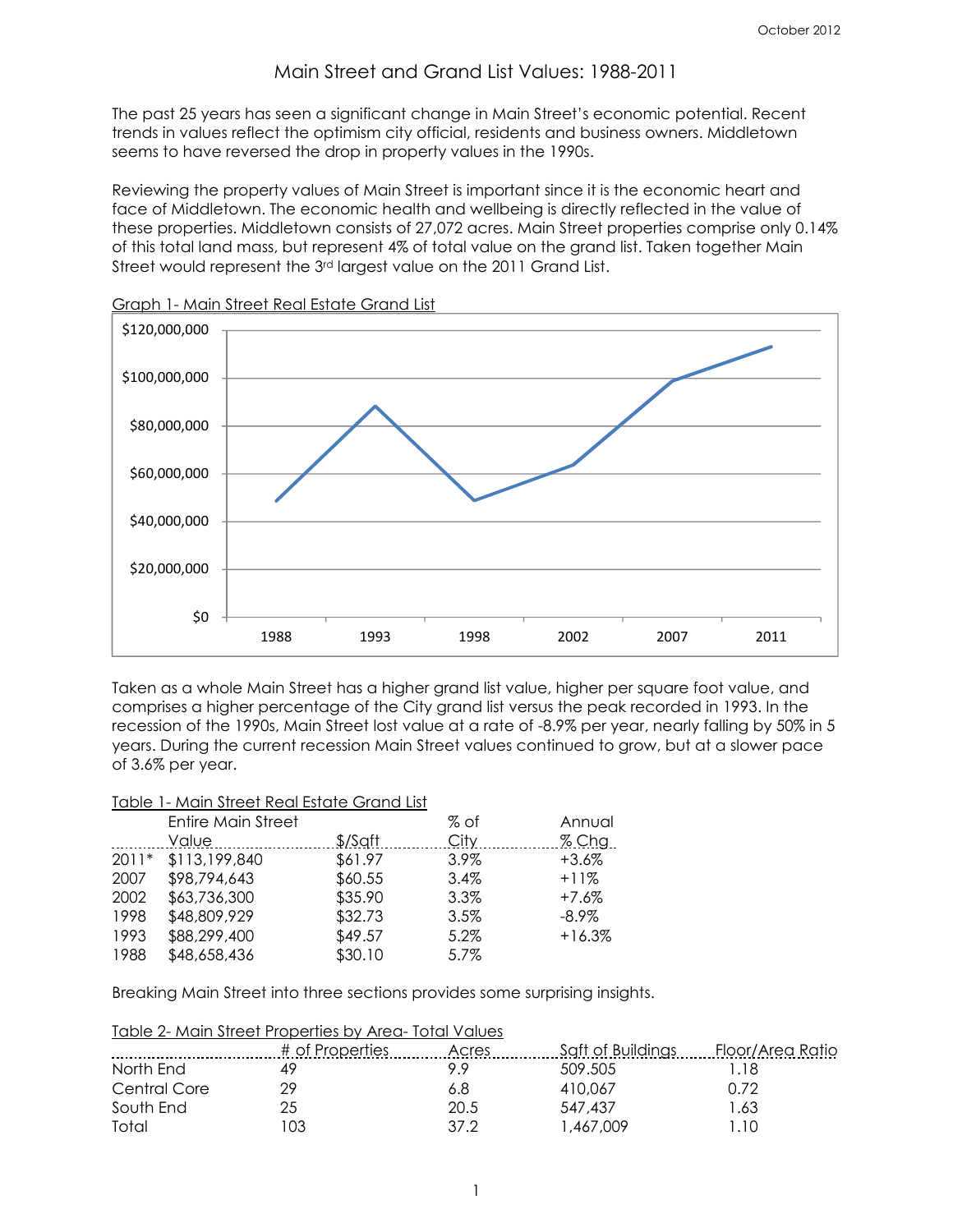October 2012

# Main Street and Grand List Values: 1988-2011

The past 25 years has seen a significant change in Main Street's economic potential. Recent trends in values reflect the optimism city official, residents and business owners. Middletown seems to have reversed the drop in property values in the 1990s.

Reviewing the property values of Main Street is important since it is the economic heart and face of Middletown. The economic health and wellbeing is directly reflected in the value of these properties. Middletown consists of 27,072 acres. Main Street properties comprise only 0.14% of this total land mass, but represent 4% of total value on the grand list. Taken together Main Street would represent the 3rd largest value on the 2011 Grand List.

Graph 1- Main Street Real Estate Grand List

Taken as a whole Main Street has a higher grand list value, higher per square foot value, and comprises a higher percentage of the City grand list versus the peak recorded in 1993. In the recession of the 1990s, Main Street lost value at a rate of -8.9% per year, nearly falling by 50% in 5 years. During the current recession Main Street values continued to grow, but at a slower pace of 3.6% per year.

Table 1- Main Street Real Estate Grand List

| | Entire Main Street Value | $/Sqft | % of City | Annual % Chg |
|---|---|---|---|---|
| 2011* | $113,199,840 | $61.97 | 3.9% | +3.6% |
| 2007 | $98,794,643 | $60.55 | 3.4% | +11% |
| 2002 | $63,736,300 | $35.90 | 3.3% | +7.6% |
| 1998 | $48,809,929 | $32.73 | 3.5% | -8.9% |
| 1993 | $88,299,400 | $49.57 | 5.2% | +16.3% |
| 1988 | $48,658,436 | $30.10 | 5.7% | |

Breaking Main Street into three sections provides some surprising insights.

Table 2- Main Street Properties by Area- Total Values

| | # of Properties | Acres | Sqft of Buildings | Floor/Area Ratio |
|---|---|---|---|---|
| North End | 49 | 9.9 | 509.505 | 1.18 |
| Central Core | 29 | 6.8 | 410,067 | 0.72 |
| South End | 25 | 20.5 | 547,437 | 1.63 |
| Total | 103 | 37.2 | 1,467,009 | 1.10 |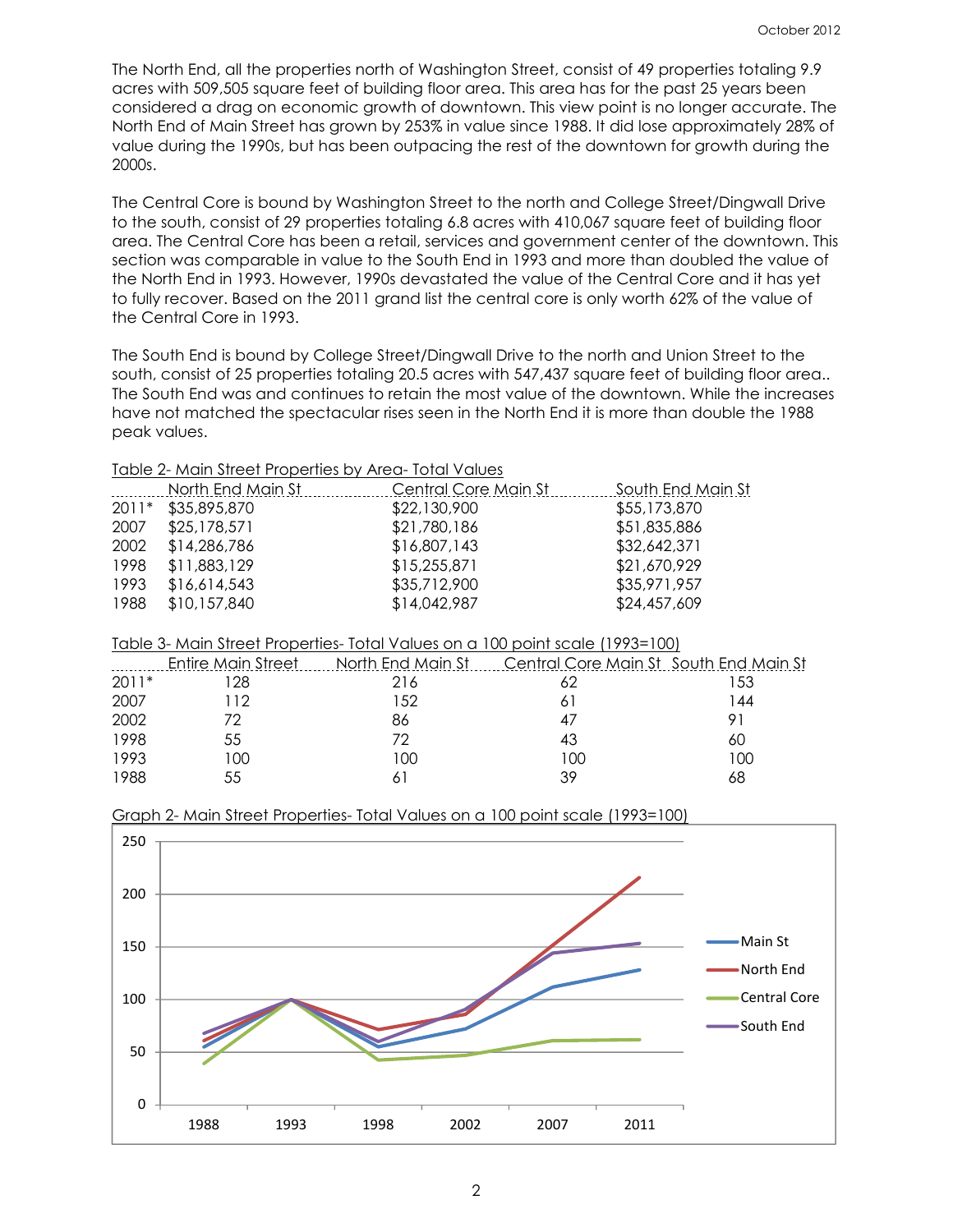The North End, all the properties north of Washington Street, consist of 49 properties totaling 9.9 acres with 509,505 square feet of building floor area. This area has for the past 25 years been considered a drag on economic growth of downtown. This view point is no longer accurate. The North End of Main Street has grown by 253% in value since 1988. It did lose approximately 28% of value during the 1990s, but has been outpacing the rest of the downtown for growth during the 2000s.

The Central Core is bound by Washington Street to the north and College Street/Dingwall Drive to the south, consist of 29 properties totaling 6.8 acres with 410,067 square feet of building floor area. The Central Core has been a retail, services and government center of the downtown. This section was comparable in value to the South End in 1993 and more than doubled the value of the North End in 1993. However, 1990s devastated the value of the Central Core and it has yet to fully recover. Based on the 2011 grand list the central core is only worth 62% of the value of the Central Core in 1993.

The South End is bound by College Street/Dingwall Drive to the north and Union Street to the south, consist of 25 properties totaling 20.5 acres with 547,437 square feet of building floor area.. The South End was and continues to retain the most value of the downtown. While the increases have not matched the spectacular rises seen in the North End it is more than double the 1988 peak values.

Table 2- Main Street Properties by Area- Total Values

| | North End Main St | Central Core Main St | South End Main St |
|---|---|---|---|
| 2011* | $35,895,870 | $22,130,900 | $55,173,870 |
| 2007 | $25,178,571 | $21,780,186 | $51,835,886 |
| 2002 | $14,286,786 | $16,807,143 | $32,642,371 |
| 1998 | $11,883,129 | $15,255,871 | $21,670,929 |
| 1993 | $16,614,543 | $35,712,900 | $35,971,957 |
| 1988 | $10,157,840 | $14,042,987 | $24,457,609 |

Table 3- Main Street Properties- Total Values on a 100 point scale (1993=100)

| | Entire Main Street | North End Main St | Central Core Main St | South End Main St |
|---|---|---|---|---|
| 2011* | 128 | 216 | 62 | 153 |
| 2007 | 112 | 152 | 61 | 144 |
| 2002 | 72 | 86 | 47 | 91 |
| 1998 | 55 | 72 | 43 | 60 |
| 1993 | 100 | 100 | 100 | 100 |
| 1988 | 55 | 61 | 39 | 68 |

Graph 2- Main Street Properties- Total Values on a 100 point scale (1993=100)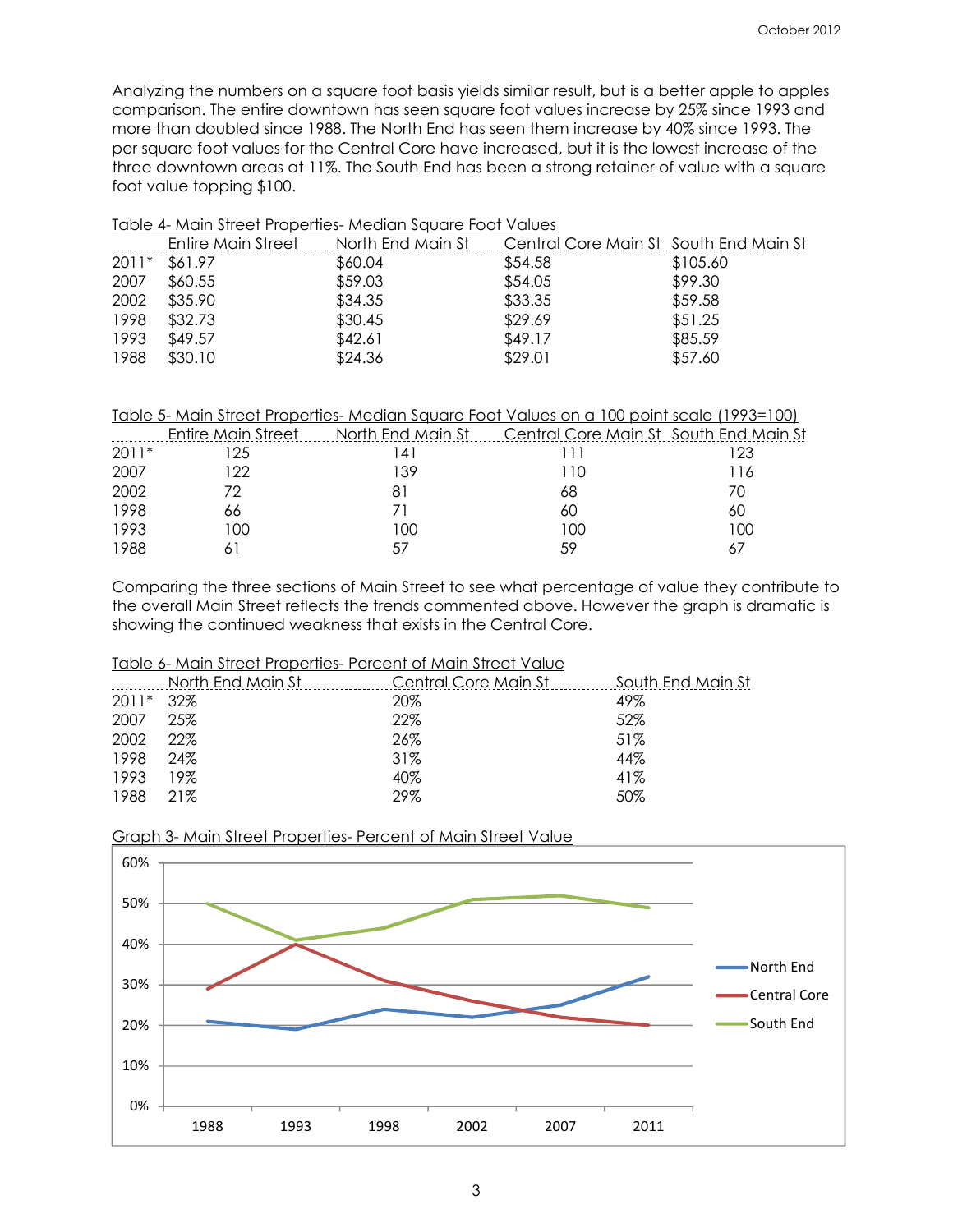Analyzing the numbers on a square foot basis yields similar result, but is a better apple to apples comparison. The entire downtown has seen square foot values increase by 25% since 1993 and more than doubled since 1988. The North End has seen them increase by 40% since 1993. The per square foot values for the Central Core have increased, but it is the lowest increase of the three downtown areas at 11%. The South End has been a strong retainer of value with a square foot value topping $100.

Table 4- Main Street Properties- Median Square Foot Values

| | Entire Main Street | North End Main St | Central Core Main St | South End Main St |
|---|---|---|---|---|
| 2011* | $61.97 | $60.04 | $54.58 | $105.60 |
| 2007 | $60.55 | $59.03 | $54.05 | $99.30 |
| 2002 | $35.90 | $34.35 | $33.35 | $59.58 |
| 1998 | $32.73 | $30.45 | $29.69 | $51.25 |
| 1993 | $49.57 | $42.61 | $49.17 | $85.59 |
| 1988 | $30.10 | $24.36 | $29.01 | $57.60 |

Table 5- Main Street Properties- Median Square Foot Values on a 100 point scale (1993=100)

| | Entire Main Street | North End Main St | Central Core Main St | South End Main St |
|---|---|---|---|---|
| 2011* | 125 | 141 | 111 | 123 |
| 2007 | 122 | 139 | 110 | 116 |
| 2002 | 72 | 81 | 68 | 70 |
| 1998 | 66 | 71 | 60 | 60 |
| 1993 | 100 | 100 | 100 | 100 |
| 1988 | 61 | 57 | 59 | 67 |

Comparing the three sections of Main Street to see what percentage of value they contribute to the overall Main Street reflects the trends commented above. However the graph is dramatic is showing the continued weakness that exists in the Central Core.

Table 6- Main Street Properties- Percent of Main Street Value

| | North End Main St | Central Core Main St | South End Main St |
|---|---|---|---|
| 2011* | 32% | 20% | 49% |
| 2007 | 25% | 22% | 52% |
| 2002 | 22% | 26% | 51% |
| 1998 | 24% | 31% | 44% |
| 1993 | 19% | 40% | 41% |
| 1988 | 21% | 29% | 50% |

Graph 3- Main Street Properties- Percent of Main Street Value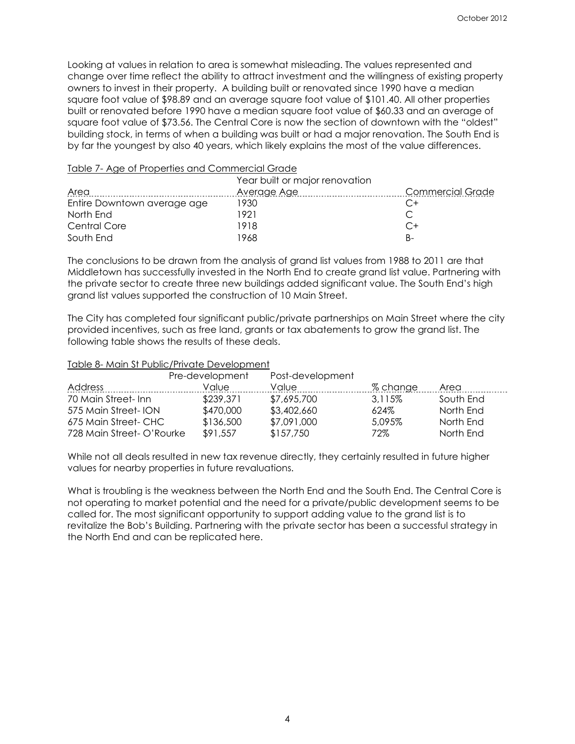Looking at values in relation to area is somewhat misleading. The values represented and change over time reflect the ability to attract investment and the willingness of existing property owners to invest in their property. A building built or renovated since 1990 have a median square foot value of $98.89 and an average square foot value of $101.40. All other properties built or renovated before 1990 have a median square foot value of $60.33 and an average of square foot value of $73.56. The Central Core is now the section of downtown with the "oldest" building stock, in terms of when a building was built or had a major renovation. The South End is by far the youngest by also 40 years, which likely explains the most of the value differences.

Table 7- Age of Properties and Commercial Grade

| Area | Year built or major renovation Average Age | Commercial Grade |
|---|---|---|
| Entire Downtown average age | 1930 | C+ |
| North End | 1921 | C |
| Central Core | 1918 | C+ |
| South End | 1968 | B- |

The conclusions to be drawn from the analysis of grand list values from 1988 to 2011 are that Middletown has successfully invested in the North End to create grand list value. Partnering with the private sector to create three new buildings added significant value. The South End's high grand list values supported the construction of 10 Main Street.

The City has completed four significant public/private partnerships on Main Street where the city provided incentives, such as free land, grants or tax abatements to grow the grand list. The following table shows the results of these deals.

Table 8- Main St Public/Private Development

| Address | Pre-development Value | Post-development Value | % change | Area |
|---|---|---|---|---|
| 70 Main Street- Inn | $239,371 | $7,695,700 | 3,115% | South End |
| 575 Main Street- ION | $470,000 | $3,402,660 | 624% | North End |
| 675 Main Street- CHC | $136,500 | $7,091,000 | 5,095% | North End |
| 728 Main Street- O'Rourke | $91,557 | $157,750 | 72% | North End |

While not all deals resulted in new tax revenue directly, they certainly resulted in future higher values for nearby properties in future revaluations.

What is troubling is the weakness between the North End and the South End. The Central Core is not operating to market potential and the need for a private/public development seems to be called for. The most significant opportunity to support adding value to the grand list is to revitalize the Bob's Building. Partnering with the private sector has been a successful strategy in the North End and can be replicated here.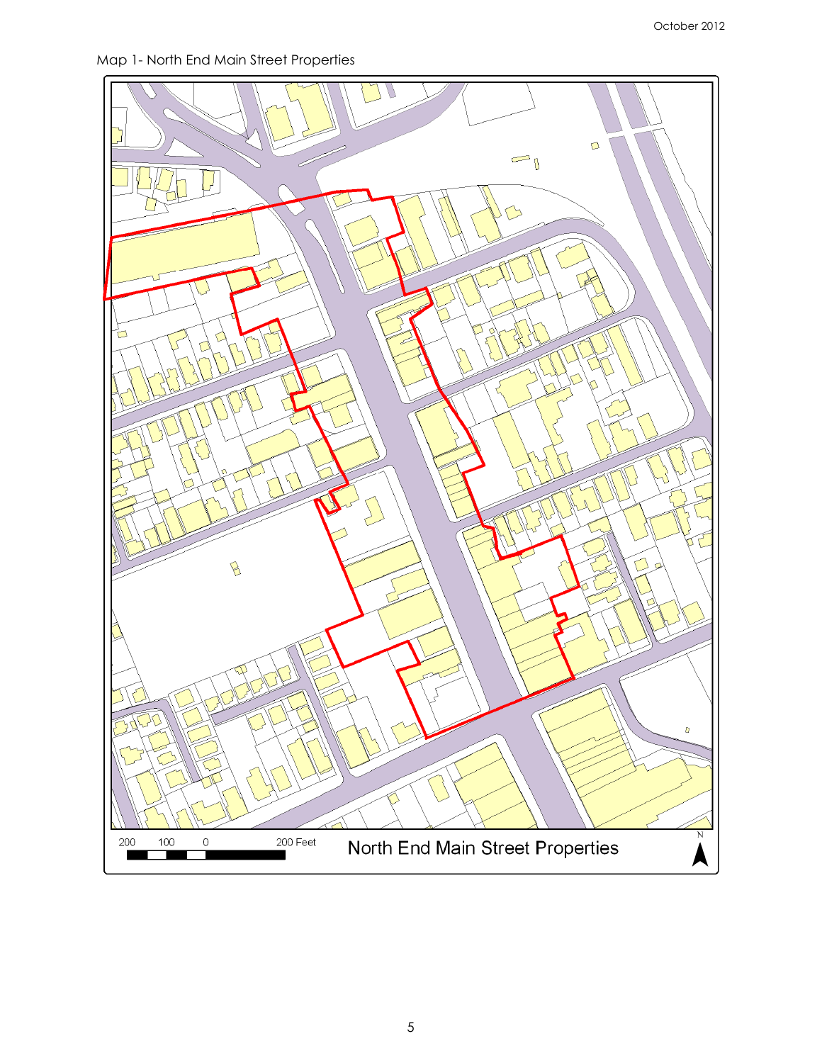Map 1- North End Main Street Properties

200 100 0 200 Feet

North End Main Street Properties

N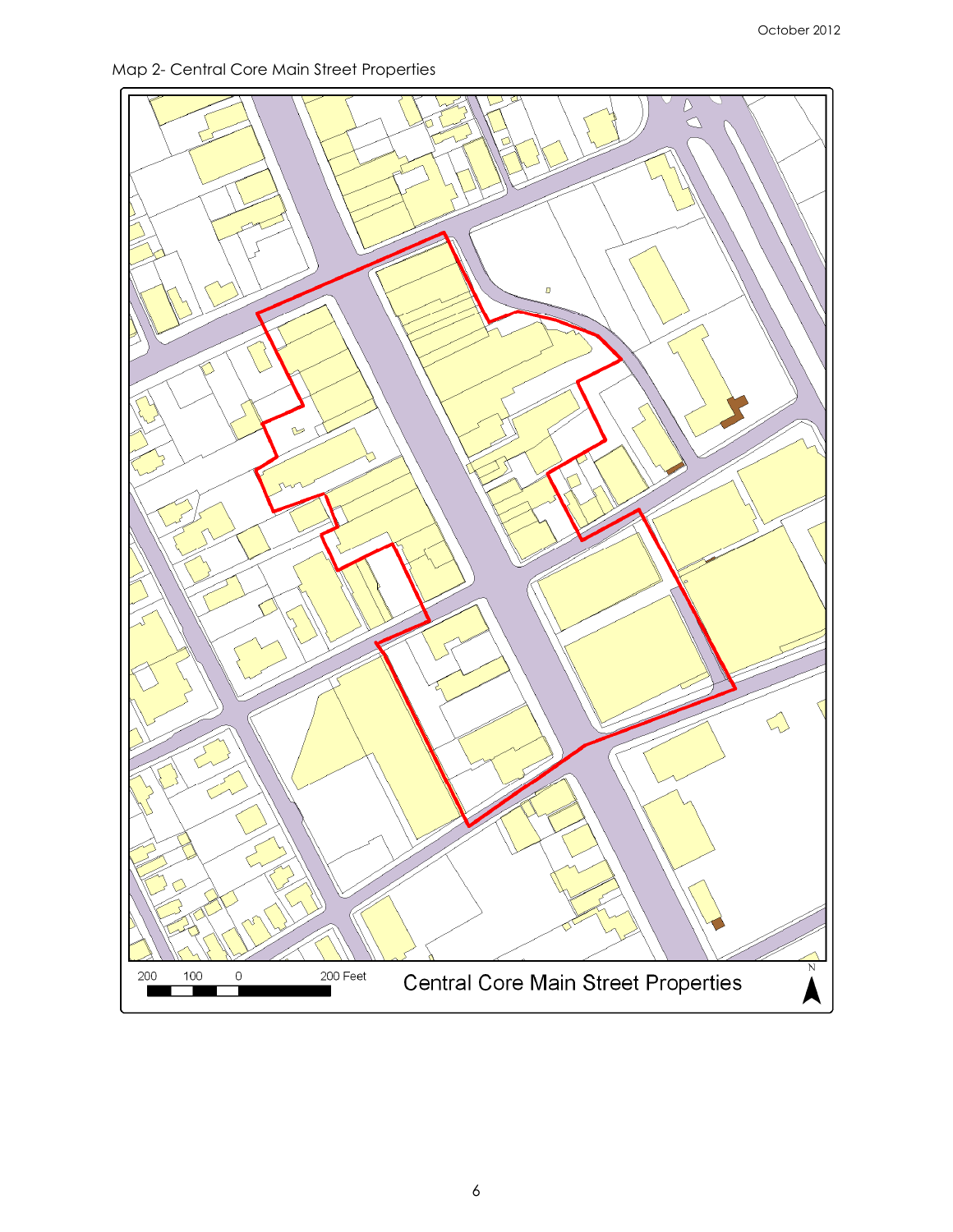Map 2- Central Core Main Street Properties

200 100 0 200 Feet

Central Core Main Street Properties

N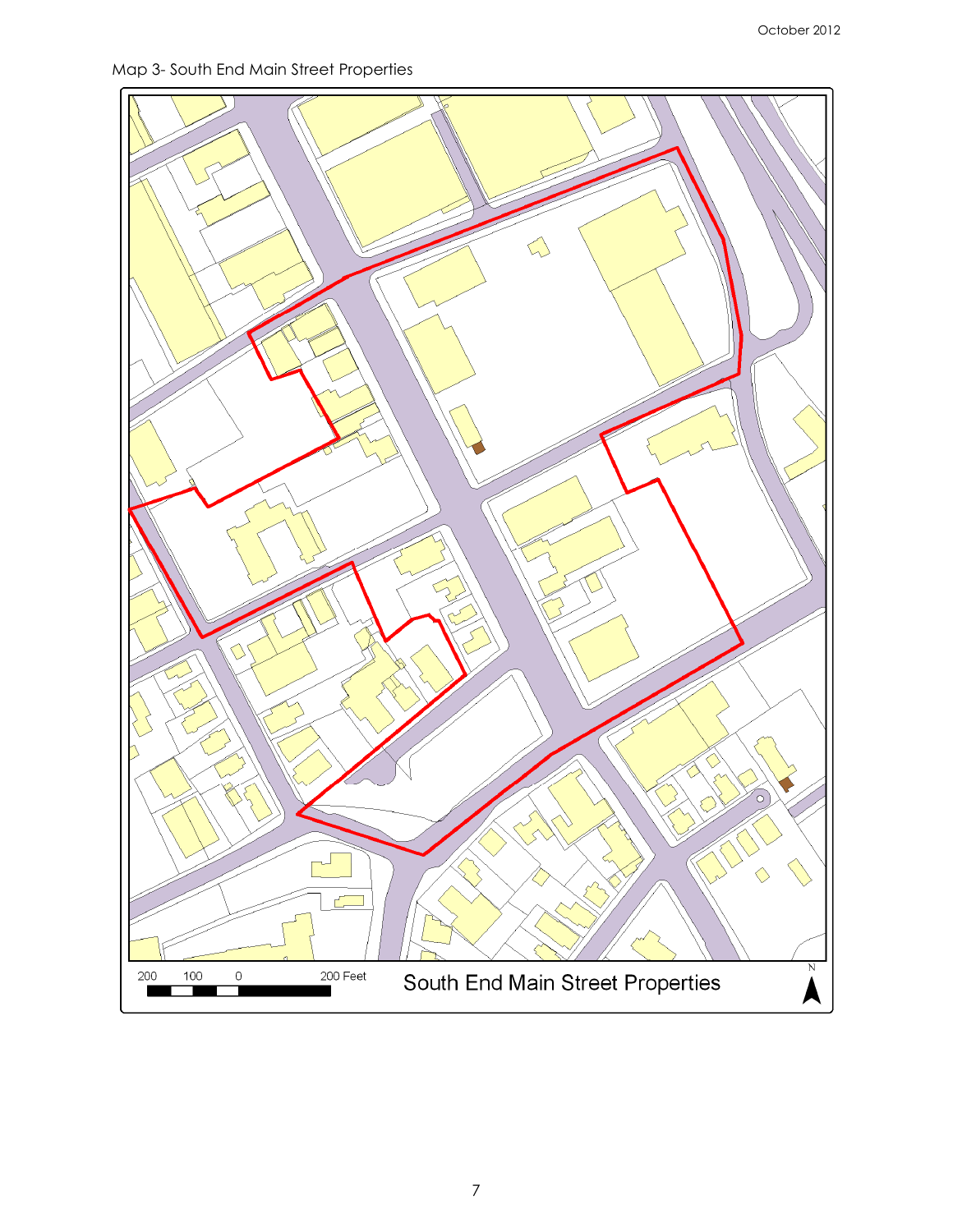Map 3- South End Main Street Properties

200 100 0 200 Feet

South End Main Street Properties

N